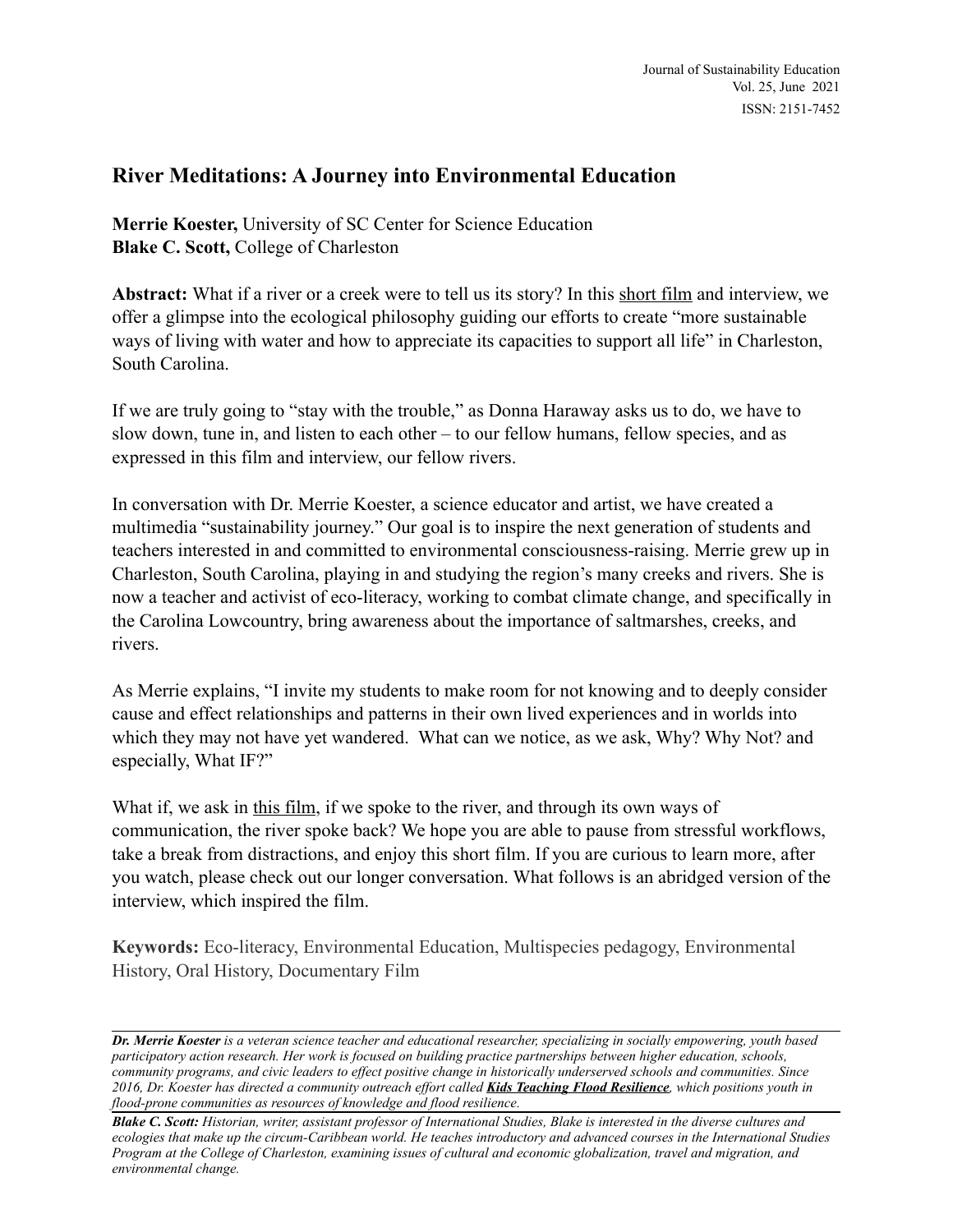# River Meditations: A Journey into Environmental Education

**Merrie Koester,** University of SC Center for Science Education
**Blake C. Scott,** College of Charleston

**Abstract:** What if a river or a creek were to tell us its story? In this short film and interview, we offer a glimpse into the ecological philosophy guiding our efforts to create "more sustainable ways of living with water and how to appreciate its capacities to support all life" in Charleston, South Carolina.

If we are truly going to "stay with the trouble," as Donna Haraway asks us to do, we have to slow down, tune in, and listen to each other – to our fellow humans, fellow species, and as expressed in this film and interview, our fellow rivers.

In conversation with Dr. Merrie Koester, a science educator and artist, we have created a multimedia "sustainability journey." Our goal is to inspire the next generation of students and teachers interested in and committed to environmental consciousness-raising. Merrie grew up in Charleston, South Carolina, playing in and studying the region's many creeks and rivers. She is now a teacher and activist of eco-literacy, working to combat climate change, and specifically in the Carolina Lowcountry, bring awareness about the importance of saltmarshes, creeks, and rivers.

As Merrie explains, "I invite my students to make room for not knowing and to deeply consider cause and effect relationships and patterns in their own lived experiences and in worlds into which they may not have yet wandered. What can we notice, as we ask, Why? Why Not? and especially, What IF?"

What if, we ask in this film, if we spoke to the river, and through its own ways of communication, the river spoke back? We hope you are able to pause from stressful workflows, take a break from distractions, and enjoy this short film. If you are curious to learn more, after you watch, please check out our longer conversation. What follows is an abridged version of the interview, which inspired the film.

**Keywords:** Eco-literacy, Environmental Education, Multispecies pedagogy, Environmental History, Oral History, Documentary Film

---

***Dr. Merrie Koester** is a veteran science teacher and educational researcher, specializing in socially empowering, youth based participatory action research. Her work is focused on building practice partnerships between higher education, schools, community programs, and civic leaders to effect positive change in historically underserved schools and communities. Since 2016, Dr. Koester has directed a community outreach effort called **Kids Teaching Flood Resilience**, which positions youth in flood-prone communities as resources of knowledge and flood resilience.*

***Blake C. Scott:** Historian, writer, assistant professor of International Studies, Blake is interested in the diverse cultures and ecologies that make up the circum-Caribbean world. He teaches introductory and advanced courses in the International Studies Program at the College of Charleston, examining issues of cultural and economic globalization, travel and migration, and environmental change.*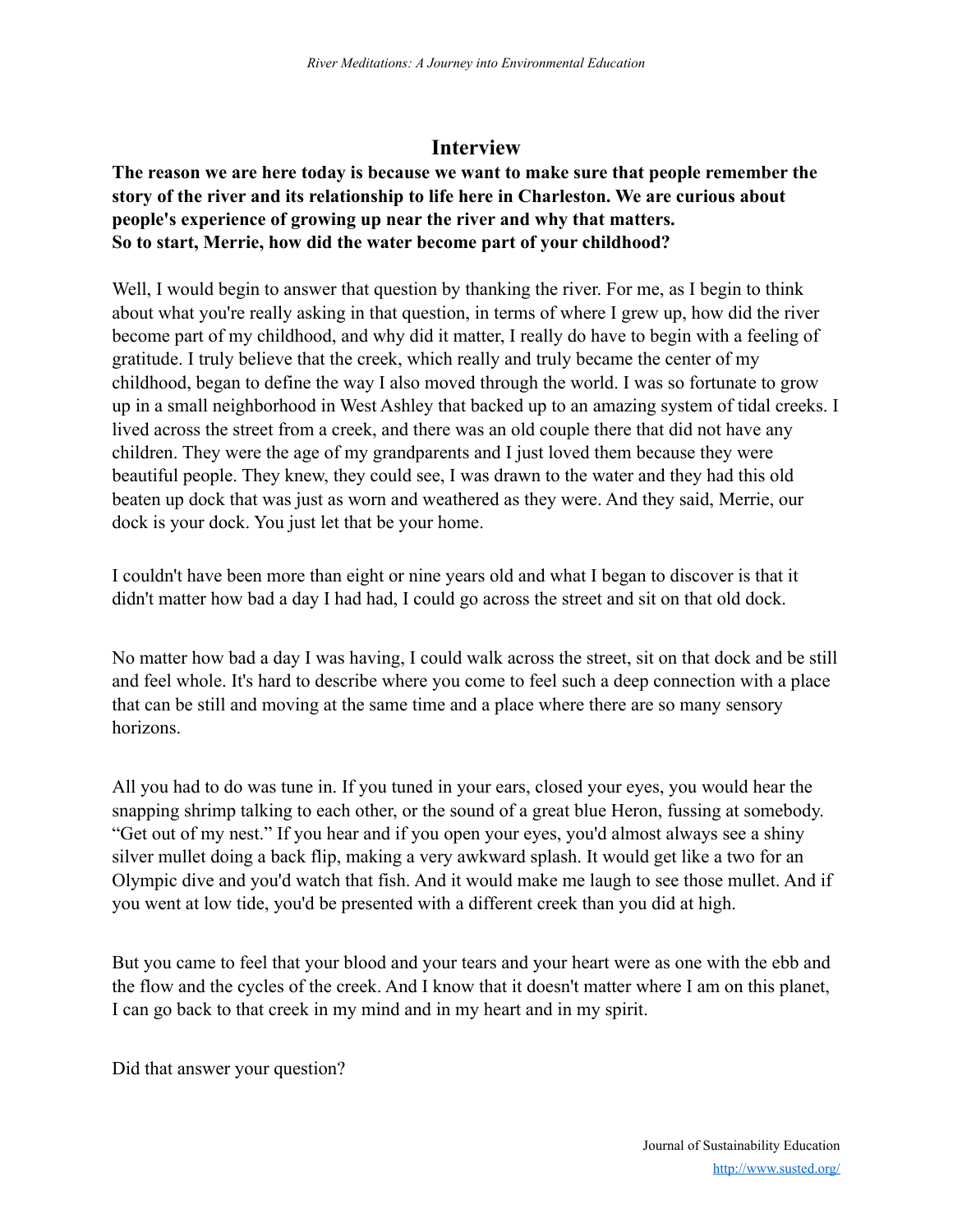## Interview

**The reason we are here today is because we want to make sure that people remember the story of the river and its relationship to life here in Charleston. We are curious about people's experience of growing up near the river and why that matters.**
**So to start, Merrie, how did the water become part of your childhood?**

Well, I would begin to answer that question by thanking the river. For me, as I begin to think about what you're really asking in that question, in terms of where I grew up, how did the river become part of my childhood, and why did it matter, I really do have to begin with a feeling of gratitude. I truly believe that the creek, which really and truly became the center of my childhood, began to define the way I also moved through the world. I was so fortunate to grow up in a small neighborhood in West Ashley that backed up to an amazing system of tidal creeks. I lived across the street from a creek, and there was an old couple there that did not have any children. They were the age of my grandparents and I just loved them because they were beautiful people. They knew, they could see, I was drawn to the water and they had this old beaten up dock that was just as worn and weathered as they were. And they said, Merrie, our dock is your dock. You just let that be your home.

I couldn't have been more than eight or nine years old and what I began to discover is that it didn't matter how bad a day I had had, I could go across the street and sit on that old dock.

No matter how bad a day I was having, I could walk across the street, sit on that dock and be still and feel whole. It's hard to describe where you come to feel such a deep connection with a place that can be still and moving at the same time and a place where there are so many sensory horizons.

All you had to do was tune in. If you tuned in your ears, closed your eyes, you would hear the snapping shrimp talking to each other, or the sound of a great blue Heron, fussing at somebody. "Get out of my nest." If you hear and if you open your eyes, you'd almost always see a shiny silver mullet doing a back flip, making a very awkward splash. It would get like a two for an Olympic dive and you'd watch that fish. And it would make me laugh to see those mullet. And if you went at low tide, you'd be presented with a different creek than you did at high.

But you came to feel that your blood and your tears and your heart were as one with the ebb and the flow and the cycles of the creek. And I know that it doesn't matter where I am on this planet, I can go back to that creek in my mind and in my heart and in my spirit.

Did that answer your question?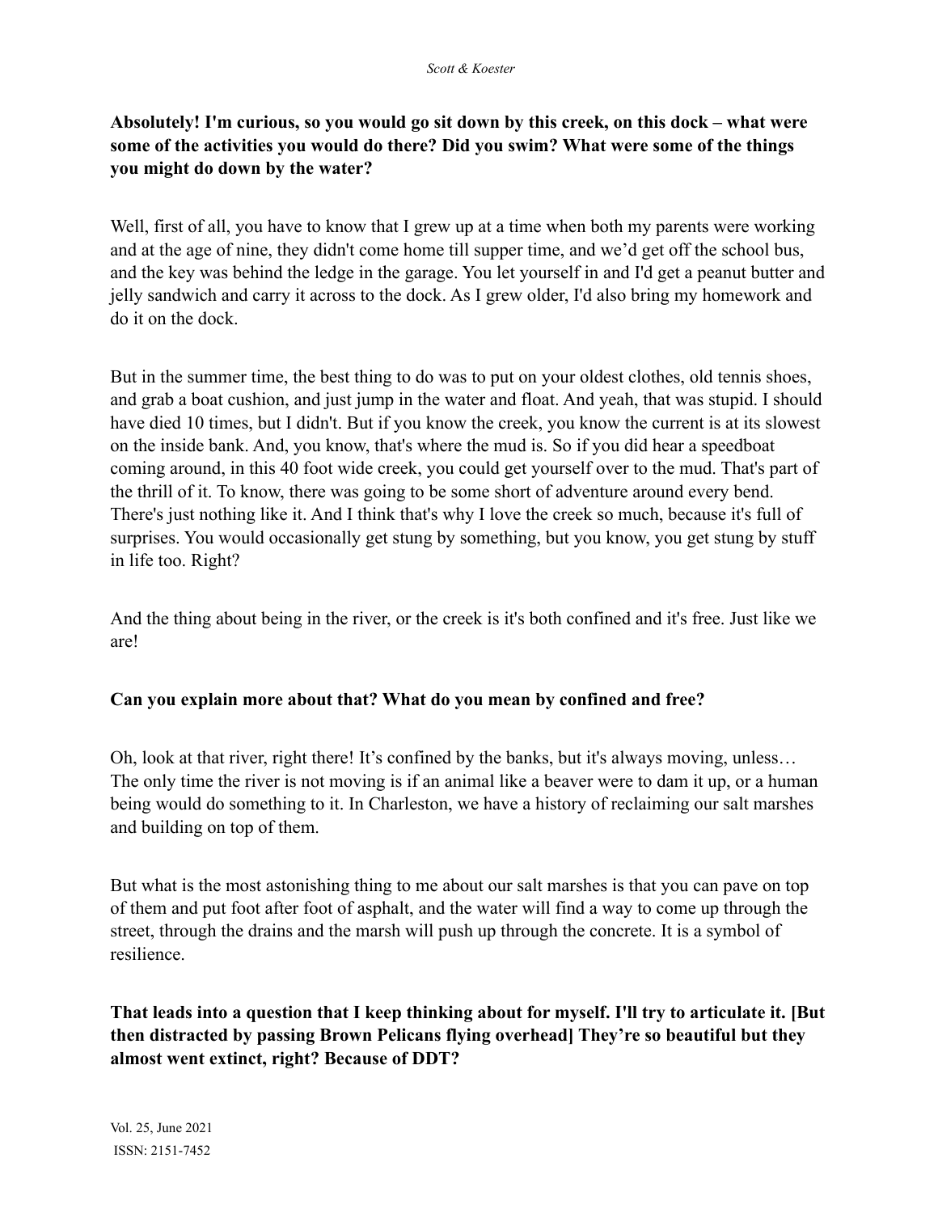**Absolutely! I'm curious, so you would go sit down by this creek, on this dock – what were some of the activities you would do there? Did you swim? What were some of the things you might do down by the water?**

Well, first of all, you have to know that I grew up at a time when both my parents were working and at the age of nine, they didn't come home till supper time, and we'd get off the school bus, and the key was behind the ledge in the garage. You let yourself in and I'd get a peanut butter and jelly sandwich and carry it across to the dock. As I grew older, I'd also bring my homework and do it on the dock.

But in the summer time, the best thing to do was to put on your oldest clothes, old tennis shoes, and grab a boat cushion, and just jump in the water and float. And yeah, that was stupid. I should have died 10 times, but I didn't. But if you know the creek, you know the current is at its slowest on the inside bank. And, you know, that's where the mud is. So if you did hear a speedboat coming around, in this 40 foot wide creek, you could get yourself over to the mud. That's part of the thrill of it. To know, there was going to be some short of adventure around every bend. There's just nothing like it. And I think that's why I love the creek so much, because it's full of surprises. You would occasionally get stung by something, but you know, you get stung by stuff in life too. Right?

And the thing about being in the river, or the creek is it's both confined and it's free. Just like we are!

**Can you explain more about that? What do you mean by confined and free?**

Oh, look at that river, right there! It's confined by the banks, but it's always moving, unless… The only time the river is not moving is if an animal like a beaver were to dam it up, or a human being would do something to it. In Charleston, we have a history of reclaiming our salt marshes and building on top of them.

But what is the most astonishing thing to me about our salt marshes is that you can pave on top of them and put foot after foot of asphalt, and the water will find a way to come up through the street, through the drains and the marsh will push up through the concrete. It is a symbol of resilience.

**That leads into a question that I keep thinking about for myself. I'll try to articulate it. [But then distracted by passing Brown Pelicans flying overhead] They're so beautiful but they almost went extinct, right? Because of DDT?**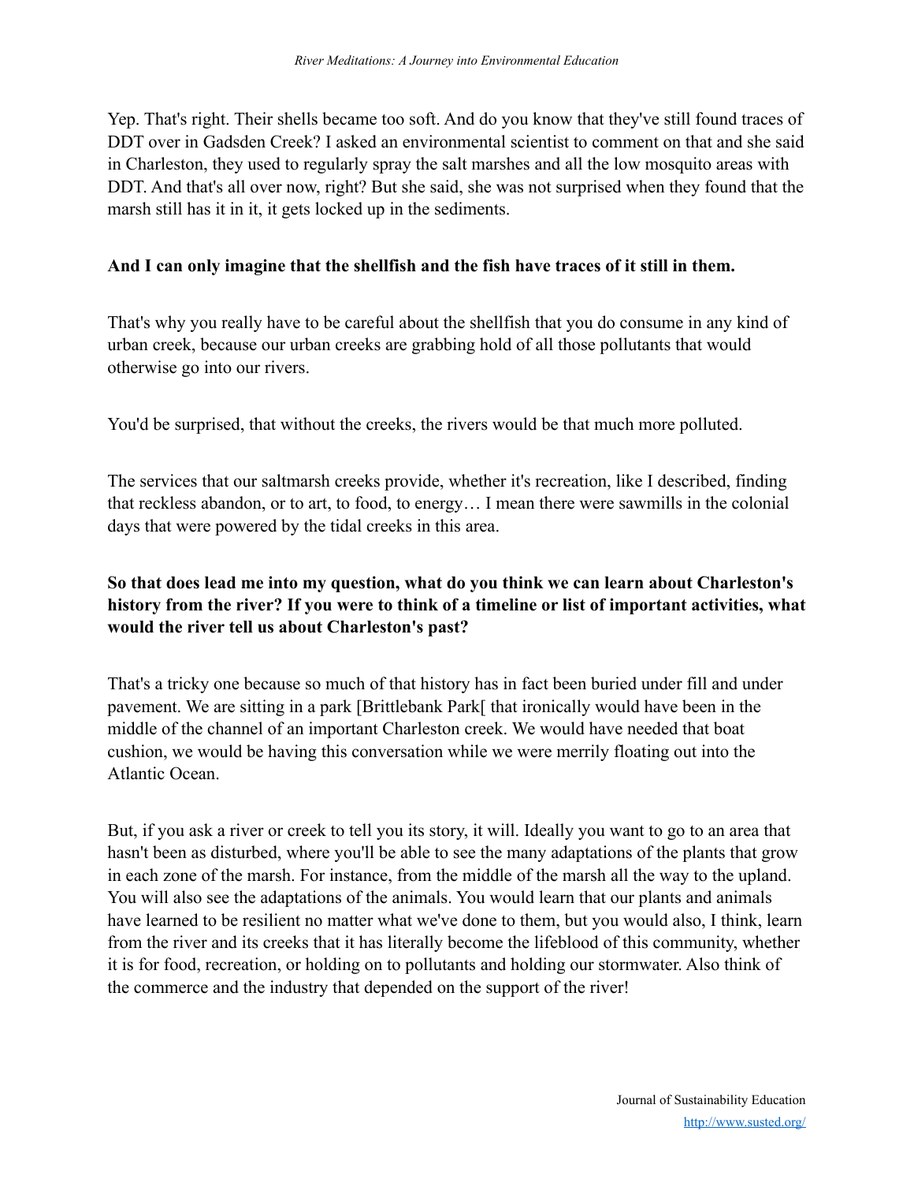Yep. That's right. Their shells became too soft. And do you know that they've still found traces of DDT over in Gadsden Creek? I asked an environmental scientist to comment on that and she said in Charleston, they used to regularly spray the salt marshes and all the low mosquito areas with DDT. And that's all over now, right? But she said, she was not surprised when they found that the marsh still has it in it, it gets locked up in the sediments.

**And I can only imagine that the shellfish and the fish have traces of it still in them.**

That's why you really have to be careful about the shellfish that you do consume in any kind of urban creek, because our urban creeks are grabbing hold of all those pollutants that would otherwise go into our rivers.

You'd be surprised, that without the creeks, the rivers would be that much more polluted.

The services that our saltmarsh creeks provide, whether it's recreation, like I described, finding that reckless abandon, or to art, to food, to energy… I mean there were sawmills in the colonial days that were powered by the tidal creeks in this area.

**So that does lead me into my question, what do you think we can learn about Charleston's history from the river? If you were to think of a timeline or list of important activities, what would the river tell us about Charleston's past?**

That's a tricky one because so much of that history has in fact been buried under fill and under pavement. We are sitting in a park [Brittlebank Park[ that ironically would have been in the middle of the channel of an important Charleston creek. We would have needed that boat cushion, we would be having this conversation while we were merrily floating out into the Atlantic Ocean.

But, if you ask a river or creek to tell you its story, it will. Ideally you want to go to an area that hasn't been as disturbed, where you'll be able to see the many adaptations of the plants that grow in each zone of the marsh. For instance, from the middle of the marsh all the way to the upland. You will also see the adaptations of the animals. You would learn that our plants and animals have learned to be resilient no matter what we've done to them, but you would also, I think, learn from the river and its creeks that it has literally become the lifeblood of this community, whether it is for food, recreation, or holding on to pollutants and holding our stormwater. Also think of the commerce and the industry that depended on the support of the river!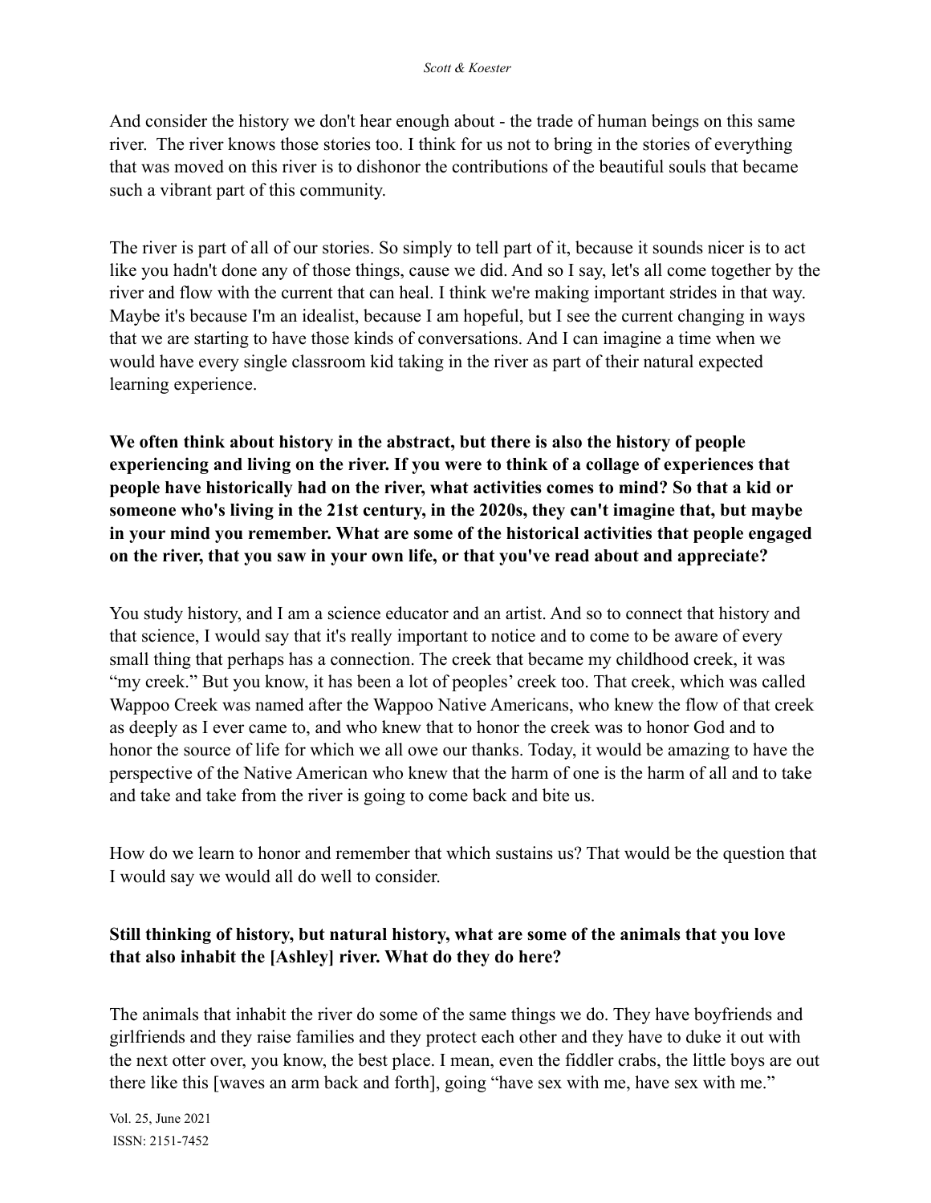And consider the history we don't hear enough about - the trade of human beings on this same river. The river knows those stories too. I think for us not to bring in the stories of everything that was moved on this river is to dishonor the contributions of the beautiful souls that became such a vibrant part of this community.

The river is part of all of our stories. So simply to tell part of it, because it sounds nicer is to act like you hadn't done any of those things, cause we did. And so I say, let's all come together by the river and flow with the current that can heal. I think we're making important strides in that way. Maybe it's because I'm an idealist, because I am hopeful, but I see the current changing in ways that we are starting to have those kinds of conversations. And I can imagine a time when we would have every single classroom kid taking in the river as part of their natural expected learning experience.

**We often think about history in the abstract, but there is also the history of people experiencing and living on the river. If you were to think of a collage of experiences that people have historically had on the river, what activities comes to mind? So that a kid or someone who's living in the 21st century, in the 2020s, they can't imagine that, but maybe in your mind you remember. What are some of the historical activities that people engaged on the river, that you saw in your own life, or that you've read about and appreciate?**

You study history, and I am a science educator and an artist. And so to connect that history and that science, I would say that it's really important to notice and to come to be aware of every small thing that perhaps has a connection. The creek that became my childhood creek, it was "my creek." But you know, it has been a lot of peoples' creek too. That creek, which was called Wappoo Creek was named after the Wappoo Native Americans, who knew the flow of that creek as deeply as I ever came to, and who knew that to honor the creek was to honor God and to honor the source of life for which we all owe our thanks. Today, it would be amazing to have the perspective of the Native American who knew that the harm of one is the harm of all and to take and take and take from the river is going to come back and bite us.

How do we learn to honor and remember that which sustains us? That would be the question that I would say we would all do well to consider.

**Still thinking of history, but natural history, what are some of the animals that you love that also inhabit the [Ashley] river. What do they do here?**

The animals that inhabit the river do some of the same things we do. They have boyfriends and girlfriends and they raise families and they protect each other and they have to duke it out with the next otter over, you know, the best place. I mean, even the fiddler crabs, the little boys are out there like this [waves an arm back and forth], going "have sex with me, have sex with me."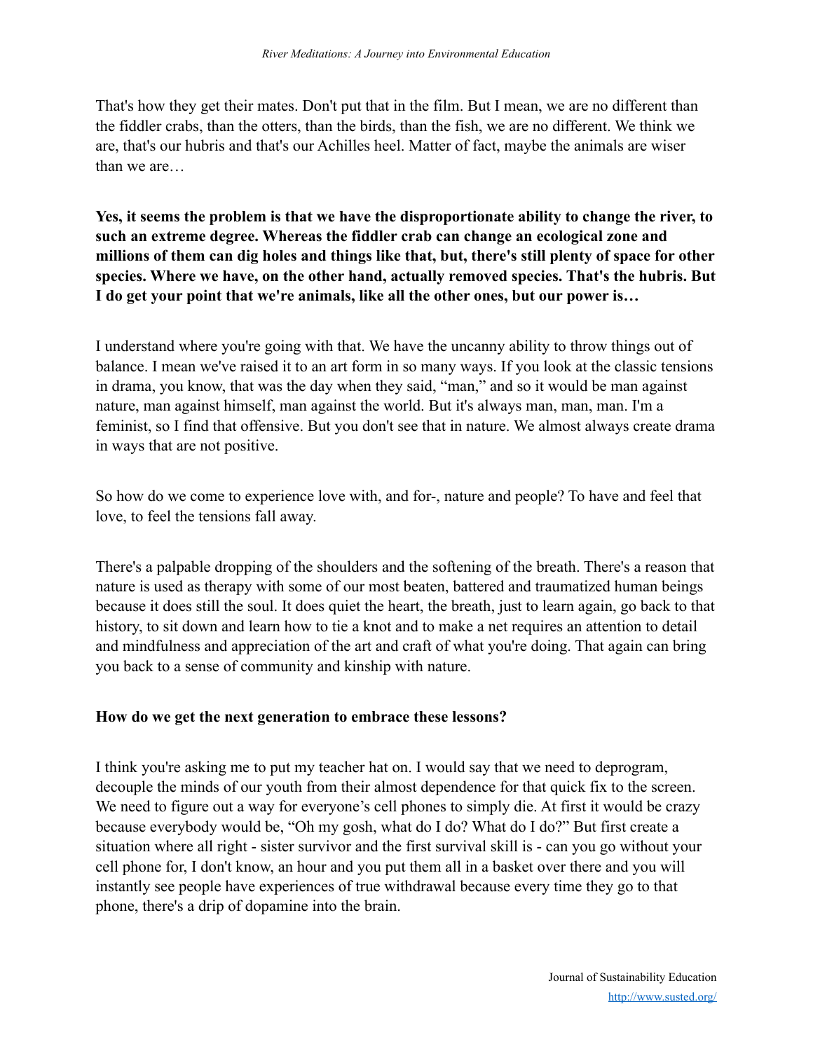That's how they get their mates. Don't put that in the film. But I mean, we are no different than the fiddler crabs, than the otters, than the birds, than the fish, we are no different. We think we are, that's our hubris and that's our Achilles heel. Matter of fact, maybe the animals are wiser than we are…

**Yes, it seems the problem is that we have the disproportionate ability to change the river, to such an extreme degree. Whereas the fiddler crab can change an ecological zone and millions of them can dig holes and things like that, but, there's still plenty of space for other species. Where we have, on the other hand, actually removed species. That's the hubris. But I do get your point that we're animals, like all the other ones, but our power is…**

I understand where you're going with that. We have the uncanny ability to throw things out of balance. I mean we've raised it to an art form in so many ways. If you look at the classic tensions in drama, you know, that was the day when they said, "man," and so it would be man against nature, man against himself, man against the world. But it's always man, man, man. I'm a feminist, so I find that offensive. But you don't see that in nature. We almost always create drama in ways that are not positive.

So how do we come to experience love with, and for-, nature and people? To have and feel that love, to feel the tensions fall away.

There's a palpable dropping of the shoulders and the softening of the breath. There's a reason that nature is used as therapy with some of our most beaten, battered and traumatized human beings because it does still the soul. It does quiet the heart, the breath, just to learn again, go back to that history, to sit down and learn how to tie a knot and to make a net requires an attention to detail and mindfulness and appreciation of the art and craft of what you're doing. That again can bring you back to a sense of community and kinship with nature.

**How do we get the next generation to embrace these lessons?**

I think you're asking me to put my teacher hat on. I would say that we need to deprogram, decouple the minds of our youth from their almost dependence for that quick fix to the screen. We need to figure out a way for everyone's cell phones to simply die. At first it would be crazy because everybody would be, "Oh my gosh, what do I do? What do I do?" But first create a situation where all right - sister survivor and the first survival skill is - can you go without your cell phone for, I don't know, an hour and you put them all in a basket over there and you will instantly see people have experiences of true withdrawal because every time they go to that phone, there's a drip of dopamine into the brain.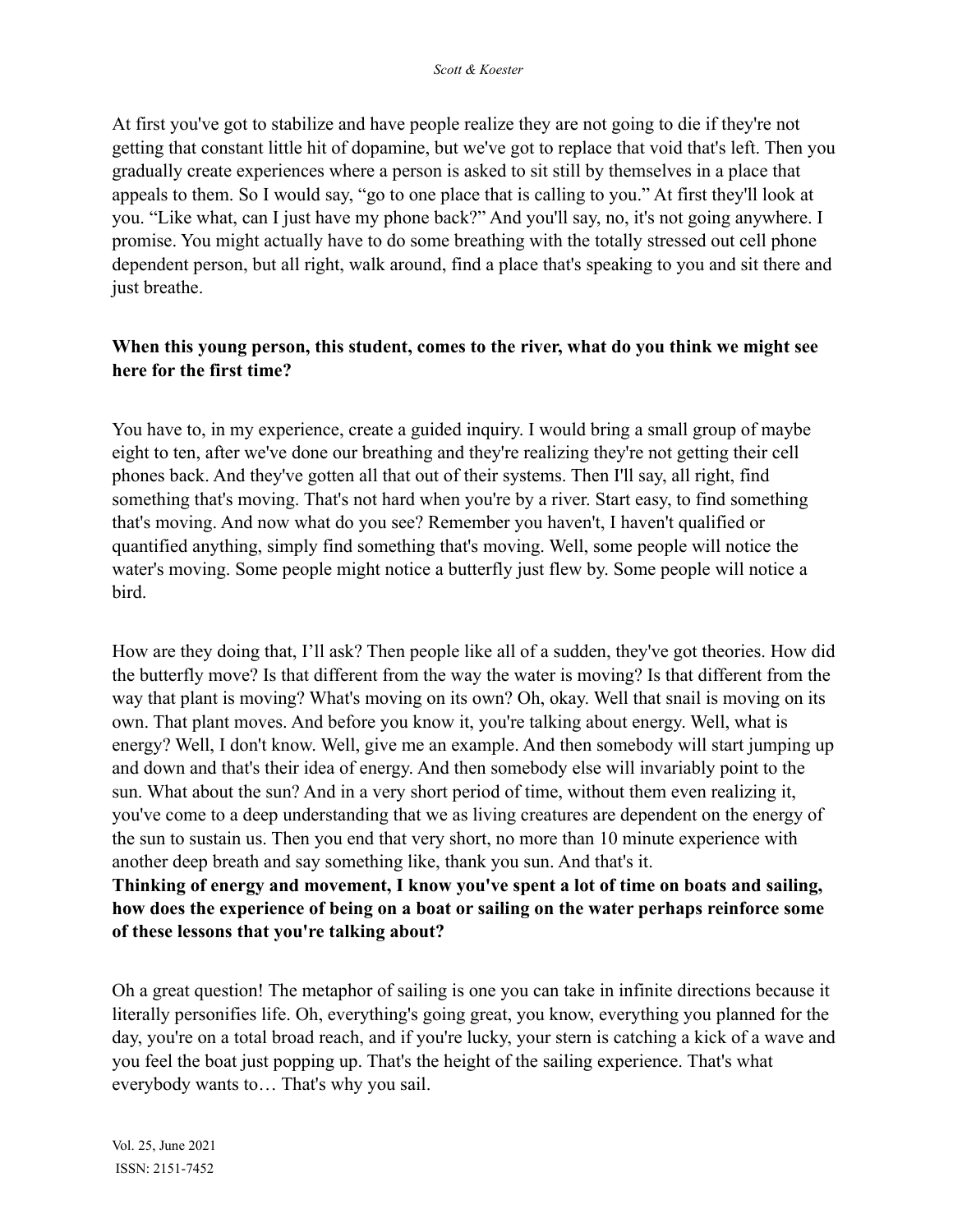At first you've got to stabilize and have people realize they are not going to die if they're not getting that constant little hit of dopamine, but we've got to replace that void that's left. Then you gradually create experiences where a person is asked to sit still by themselves in a place that appeals to them. So I would say, "go to one place that is calling to you." At first they'll look at you. "Like what, can I just have my phone back?" And you'll say, no, it's not going anywhere. I promise. You might actually have to do some breathing with the totally stressed out cell phone dependent person, but all right, walk around, find a place that's speaking to you and sit there and just breathe.

**When this young person, this student, comes to the river, what do you think we might see here for the first time?**

You have to, in my experience, create a guided inquiry. I would bring a small group of maybe eight to ten, after we've done our breathing and they're realizing they're not getting their cell phones back. And they've gotten all that out of their systems. Then I'll say, all right, find something that's moving. That's not hard when you're by a river. Start easy, to find something that's moving. And now what do you see? Remember you haven't, I haven't qualified or quantified anything, simply find something that's moving. Well, some people will notice the water's moving. Some people might notice a butterfly just flew by. Some people will notice a bird.

How are they doing that, I'll ask? Then people like all of a sudden, they've got theories. How did the butterfly move? Is that different from the way the water is moving? Is that different from the way that plant is moving? What's moving on its own? Oh, okay. Well that snail is moving on its own. That plant moves. And before you know it, you're talking about energy. Well, what is energy? Well, I don't know. Well, give me an example. And then somebody will start jumping up and down and that's their idea of energy. And then somebody else will invariably point to the sun. What about the sun? And in a very short period of time, without them even realizing it, you've come to a deep understanding that we as living creatures are dependent on the energy of the sun to sustain us. Then you end that very short, no more than 10 minute experience with another deep breath and say something like, thank you sun. And that's it.

**Thinking of energy and movement, I know you've spent a lot of time on boats and sailing, how does the experience of being on a boat or sailing on the water perhaps reinforce some of these lessons that you're talking about?**

Oh a great question! The metaphor of sailing is one you can take in infinite directions because it literally personifies life. Oh, everything's going great, you know, everything you planned for the day, you're on a total broad reach, and if you're lucky, your stern is catching a kick of a wave and you feel the boat just popping up. That's the height of the sailing experience. That's what everybody wants to… That's why you sail.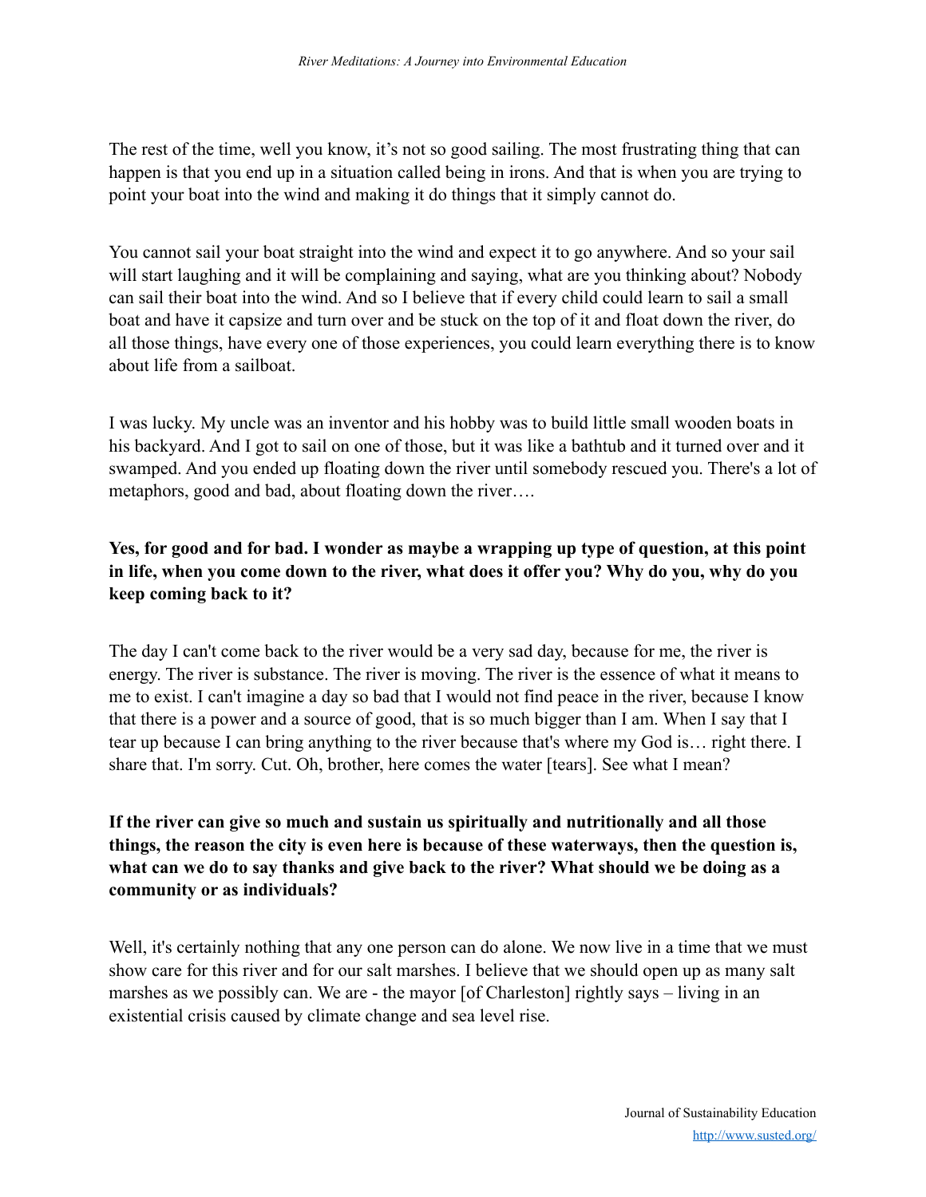The rest of the time, well you know, it's not so good sailing. The most frustrating thing that can happen is that you end up in a situation called being in irons. And that is when you are trying to point your boat into the wind and making it do things that it simply cannot do.

You cannot sail your boat straight into the wind and expect it to go anywhere. And so your sail will start laughing and it will be complaining and saying, what are you thinking about? Nobody can sail their boat into the wind. And so I believe that if every child could learn to sail a small boat and have it capsize and turn over and be stuck on the top of it and float down the river, do all those things, have every one of those experiences, you could learn everything there is to know about life from a sailboat.

I was lucky. My uncle was an inventor and his hobby was to build little small wooden boats in his backyard. And I got to sail on one of those, but it was like a bathtub and it turned over and it swamped. And you ended up floating down the river until somebody rescued you. There's a lot of metaphors, good and bad, about floating down the river….

**Yes, for good and for bad. I wonder as maybe a wrapping up type of question, at this point in life, when you come down to the river, what does it offer you? Why do you, why do you keep coming back to it?**

The day I can't come back to the river would be a very sad day, because for me, the river is energy. The river is substance. The river is moving. The river is the essence of what it means to me to exist. I can't imagine a day so bad that I would not find peace in the river, because I know that there is a power and a source of good, that is so much bigger than I am. When I say that I tear up because I can bring anything to the river because that's where my God is… right there. I share that. I'm sorry. Cut. Oh, brother, here comes the water [tears]. See what I mean?

**If the river can give so much and sustain us spiritually and nutritionally and all those things, the reason the city is even here is because of these waterways, then the question is, what can we do to say thanks and give back to the river? What should we be doing as a community or as individuals?**

Well, it's certainly nothing that any one person can do alone. We now live in a time that we must show care for this river and for our salt marshes. I believe that we should open up as many salt marshes as we possibly can. We are - the mayor [of Charleston] rightly says – living in an existential crisis caused by climate change and sea level rise.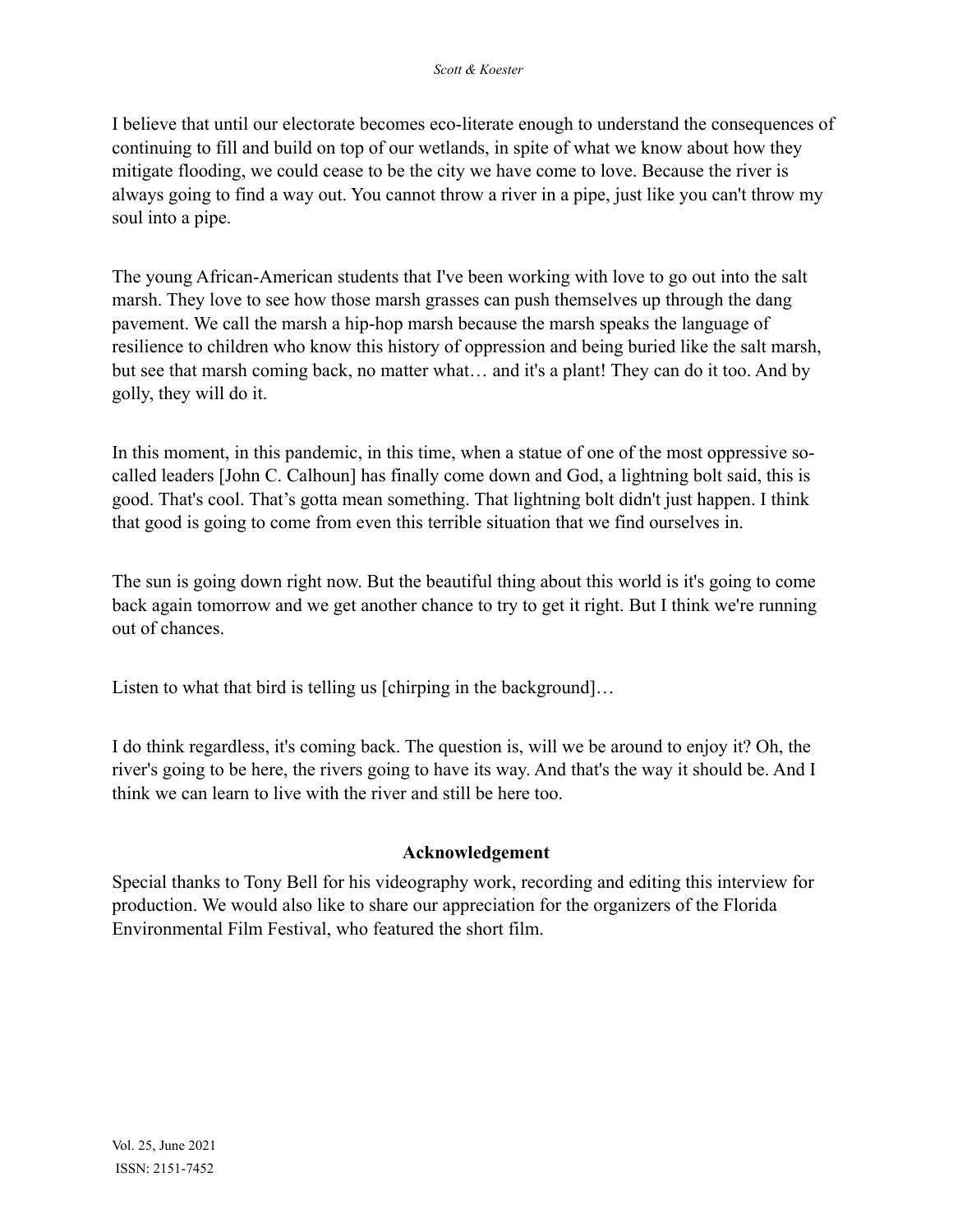I believe that until our electorate becomes eco-literate enough to understand the consequences of continuing to fill and build on top of our wetlands, in spite of what we know about how they mitigate flooding, we could cease to be the city we have come to love. Because the river is always going to find a way out. You cannot throw a river in a pipe, just like you can't throw my soul into a pipe.

The young African-American students that I've been working with love to go out into the salt marsh. They love to see how those marsh grasses can push themselves up through the dang pavement. We call the marsh a hip-hop marsh because the marsh speaks the language of resilience to children who know this history of oppression and being buried like the salt marsh, but see that marsh coming back, no matter what… and it's a plant! They can do it too. And by golly, they will do it.

In this moment, in this pandemic, in this time, when a statue of one of the most oppressive so-called leaders [John C. Calhoun] has finally come down and God, a lightning bolt said, this is good. That's cool. That's gotta mean something. That lightning bolt didn't just happen. I think that good is going to come from even this terrible situation that we find ourselves in.

The sun is going down right now. But the beautiful thing about this world is it's going to come back again tomorrow and we get another chance to try to get it right. But I think we're running out of chances.

Listen to what that bird is telling us [chirping in the background]…

I do think regardless, it's coming back. The question is, will we be around to enjoy it? Oh, the river's going to be here, the rivers going to have its way. And that's the way it should be. And I think we can learn to live with the river and still be here too.

## Acknowledgement

Special thanks to Tony Bell for his videography work, recording and editing this interview for production. We would also like to share our appreciation for the organizers of the Florida Environmental Film Festival, who featured the short film.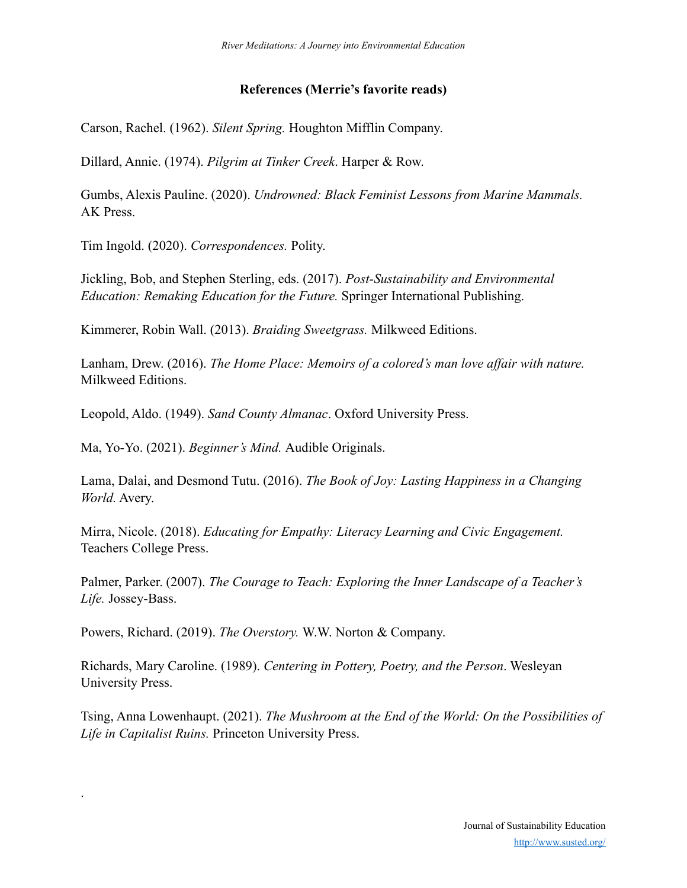## References (Merrie's favorite reads)

Carson, Rachel. (1962). *Silent Spring.* Houghton Mifflin Company.

Dillard, Annie. (1974). *Pilgrim at Tinker Creek*. Harper & Row.

Gumbs, Alexis Pauline. (2020). *Undrowned: Black Feminist Lessons from Marine Mammals.* AK Press.

Tim Ingold. (2020). *Correspondences.* Polity.

Jickling, Bob, and Stephen Sterling, eds. (2017). *Post-Sustainability and Environmental Education: Remaking Education for the Future.* Springer International Publishing.

Kimmerer, Robin Wall. (2013). *Braiding Sweetgrass.* Milkweed Editions.

Lanham, Drew. (2016). *The Home Place: Memoirs of a colored's man love affair with nature.* Milkweed Editions.

Leopold, Aldo. (1949). *Sand County Almanac*. Oxford University Press.

Ma, Yo-Yo. (2021). *Beginner's Mind.* Audible Originals.

Lama, Dalai, and Desmond Tutu. (2016). *The Book of Joy: Lasting Happiness in a Changing World.* Avery.

Mirra, Nicole. (2018). *Educating for Empathy: Literacy Learning and Civic Engagement.* Teachers College Press.

Palmer, Parker. (2007). *The Courage to Teach: Exploring the Inner Landscape of a Teacher's Life.* Jossey-Bass.

Powers, Richard. (2019). *The Overstory.* W.W. Norton & Company.

Richards, Mary Caroline. (1989). *Centering in Pottery, Poetry, and the Person*. Wesleyan University Press.

Tsing, Anna Lowenhaupt. (2021). *The Mushroom at the End of the World: On the Possibilities of Life in Capitalist Ruins.* Princeton University Press.